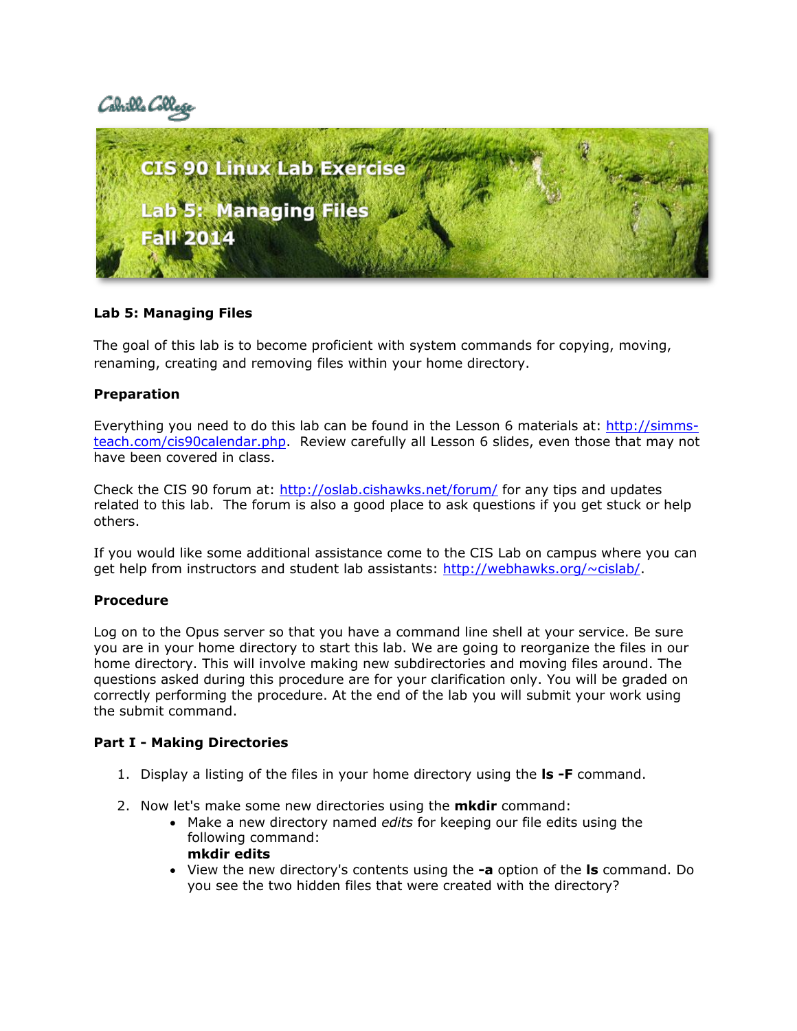Cabrillo College

# CIS 90 Linux Lab Exercise

# Lab 5: Managing Files

# Fall 2014

**Lab 5: Managing Files**

The goal of this lab is to become proficient with system commands for copying, moving, renaming, creating and removing files within your home directory.

**Preparation**

Everything you need to do this lab can be found in the Lesson 6 materials at: http://simms-teach.com/cis90calendar.php. Review carefully all Lesson 6 slides, even those that may not have been covered in class.

Check the CIS 90 forum at: http://oslab.cishawks.net/forum/ for any tips and updates related to this lab. The forum is also a good place to ask questions if you get stuck or help others.

If you would like some additional assistance come to the CIS Lab on campus where you can get help from instructors and student lab assistants: http://webhawks.org/~cislab/.

**Procedure**

Log on to the Opus server so that you have a command line shell at your service. Be sure you are in your home directory to start this lab. We are going to reorganize the files in our home directory. This will involve making new subdirectories and moving files around. The questions asked during this procedure are for your clarification only. You will be graded on correctly performing the procedure. At the end of the lab you will submit your work using the submit command.

**Part I - Making Directories**

1. Display a listing of the files in your home directory using the **ls -F** command.

2. Now let's make some new directories using the **mkdir** command:
   - Make a new directory named *edits* for keeping our file edits using the following command:
     **mkdir edits**
   - View the new directory's contents using the **-a** option of the **ls** command. Do you see the two hidden files that were created with the directory?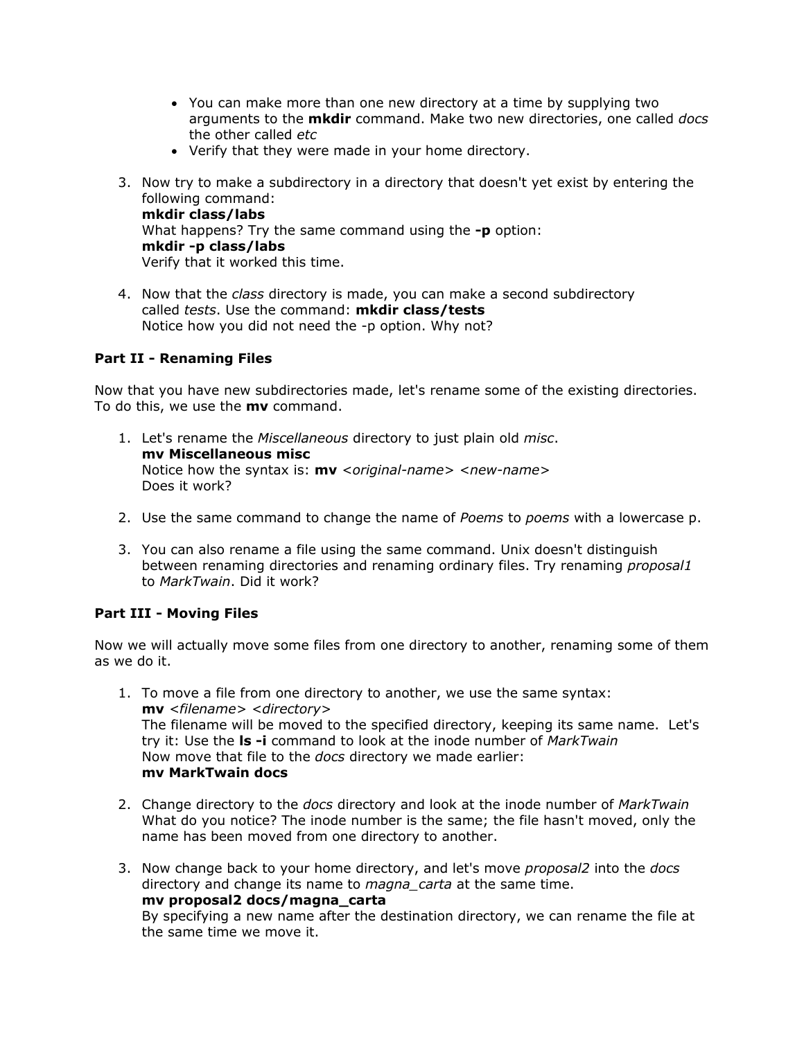- You can make more than one new directory at a time by supplying two arguments to the **mkdir** command. Make two new directories, one called *docs* the other called *etc*
- Verify that they were made in your home directory.

3. Now try to make a subdirectory in a directory that doesn't yet exist by entering the following command:
   **mkdir class/labs**
   What happens? Try the same command using the **-p** option:
   **mkdir -p class/labs**
   Verify that it worked this time.

4. Now that the *class* directory is made, you can make a second subdirectory called *tests*. Use the command: **mkdir class/tests**
   Notice how you did not need the -p option. Why not?

**Part II - Renaming Files**

Now that you have new subdirectories made, let's rename some of the existing directories. To do this, we use the **mv** command.

1. Let's rename the *Miscellaneous* directory to just plain old *misc*.
   **mv Miscellaneous misc**
   Notice how the syntax is: **mv** *<original-name> <new-name>*
   Does it work?

2. Use the same command to change the name of *Poems* to *poems* with a lowercase p.

3. You can also rename a file using the same command. Unix doesn't distinguish between renaming directories and renaming ordinary files. Try renaming *proposal1* to *MarkTwain*. Did it work?

**Part III - Moving Files**

Now we will actually move some files from one directory to another, renaming some of them as we do it.

1. To move a file from one directory to another, we use the same syntax:
   **mv** *<filename> <directory>*
   The filename will be moved to the specified directory, keeping its same name. Let's try it: Use the **ls -i** command to look at the inode number of *MarkTwain*
   Now move that file to the *docs* directory we made earlier:
   **mv MarkTwain docs**

2. Change directory to the *docs* directory and look at the inode number of *MarkTwain*
   What do you notice? The inode number is the same; the file hasn't moved, only the name has been moved from one directory to another.

3. Now change back to your home directory, and let's move *proposal2* into the *docs* directory and change its name to *magna_carta* at the same time.
   **mv proposal2 docs/magna_carta**
   By specifying a new name after the destination directory, we can rename the file at the same time we move it.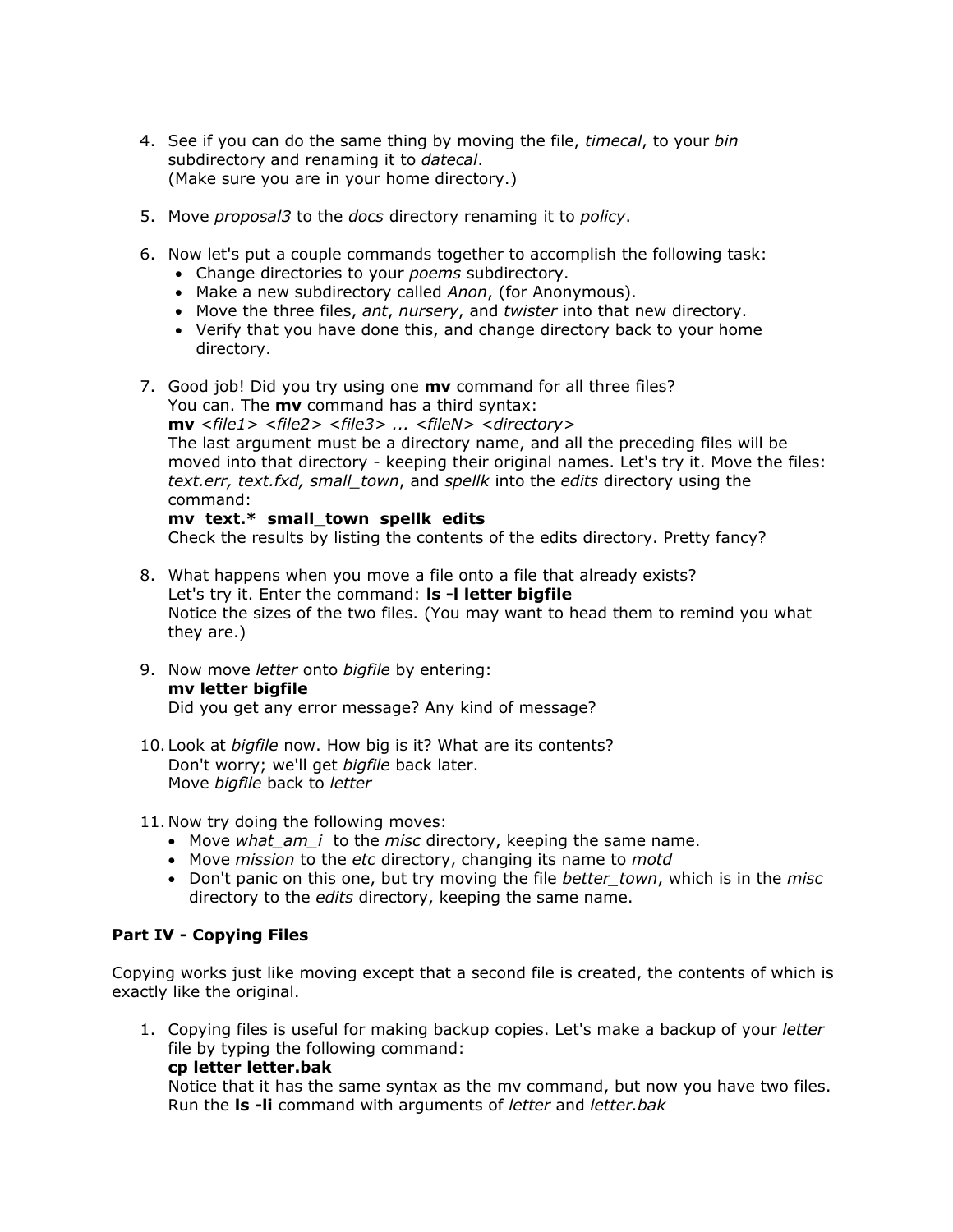4. See if you can do the same thing by moving the file, *timecal*, to your *bin* subdirectory and renaming it to *datecal*.
   (Make sure you are in your home directory.)

5. Move *proposal3* to the *docs* directory renaming it to *policy*.

6. Now let's put a couple commands together to accomplish the following task:
   - Change directories to your *poems* subdirectory.
   - Make a new subdirectory called *Anon*, (for Anonymous).
   - Move the three files, *ant*, *nursery*, and *twister* into that new directory.
   - Verify that you have done this, and change directory back to your home directory.

7. Good job! Did you try using one **mv** command for all three files?
   You can. The **mv** command has a third syntax:
   **mv** *<file1> <file2> <file3> ... <fileN> <directory>*
   The last argument must be a directory name, and all the preceding files will be moved into that directory - keeping their original names. Let's try it. Move the files: *text.err, text.fxd, small_town*, and *spellk* into the *edits* directory using the command:
   **mv  text.*  small_town  spellk  edits**
   Check the results by listing the contents of the edits directory. Pretty fancy?

8. What happens when you move a file onto a file that already exists?
   Let's try it. Enter the command: **ls -l letter bigfile**
   Notice the sizes of the two files. (You may want to head them to remind you what they are.)

9. Now move *letter* onto *bigfile* by entering:
   **mv letter bigfile**
   Did you get any error message? Any kind of message?

10. Look at *bigfile* now. How big is it? What are its contents?
    Don't worry; we'll get *bigfile* back later.
    Move *bigfile* back to *letter*

11. Now try doing the following moves:
    - Move *what_am_i* to the *misc* directory, keeping the same name.
    - Move *mission* to the *etc* directory, changing its name to *motd*
    - Don't panic on this one, but try moving the file *better_town*, which is in the *misc* directory to the *edits* directory, keeping the same name.

**Part IV - Copying Files**

Copying works just like moving except that a second file is created, the contents of which is exactly like the original.

1. Copying files is useful for making backup copies. Let's make a backup of your *letter* file by typing the following command:
   **cp letter letter.bak**
   Notice that it has the same syntax as the mv command, but now you have two files. Run the **ls -li** command with arguments of *letter* and *letter.bak*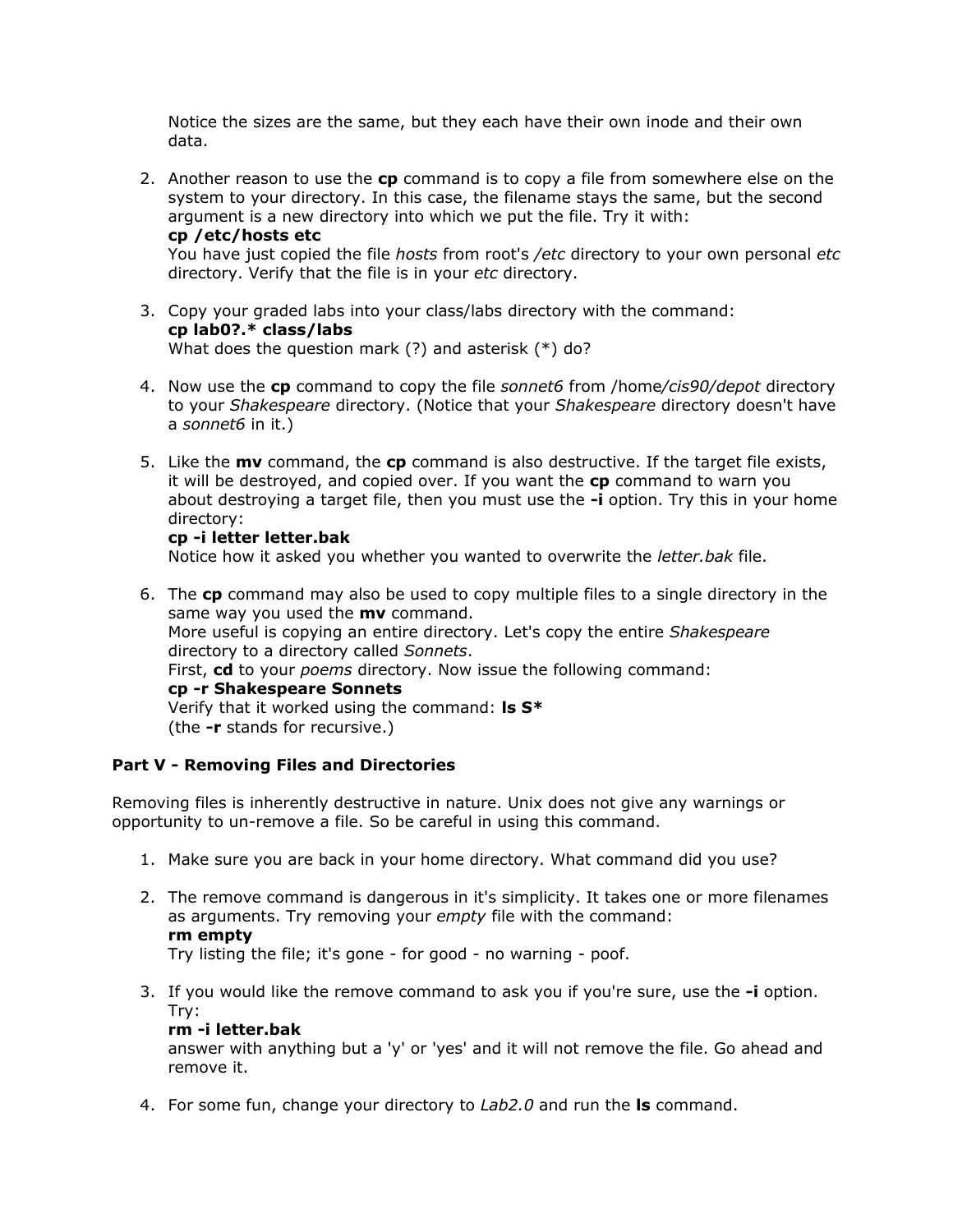Notice the sizes are the same, but they each have their own inode and their own data.

2. Another reason to use the **cp** command is to copy a file from somewhere else on the system to your directory. In this case, the filename stays the same, but the second argument is a new directory into which we put the file. Try it with:
   **cp /etc/hosts etc**
   You have just copied the file *hosts* from root's */etc* directory to your own personal *etc* directory. Verify that the file is in your *etc* directory.

3. Copy your graded labs into your class/labs directory with the command:
   **cp lab0?.* class/labs**
   What does the question mark (?) and asterisk (*) do?

4. Now use the **cp** command to copy the file *sonnet6* from /home*/cis90/depot* directory to your *Shakespeare* directory. (Notice that your *Shakespeare* directory doesn't have a *sonnet6* in it.)

5. Like the **mv** command, the **cp** command is also destructive. If the target file exists, it will be destroyed, and copied over. If you want the **cp** command to warn you about destroying a target file, then you must use the **-i** option. Try this in your home directory:
   **cp -i letter letter.bak**
   Notice how it asked you whether you wanted to overwrite the *letter.bak* file.

6. The **cp** command may also be used to copy multiple files to a single directory in the same way you used the **mv** command.
   More useful is copying an entire directory. Let's copy the entire *Shakespeare* directory to a directory called *Sonnets*.
   First, **cd** to your *poems* directory. Now issue the following command:
   **cp -r Shakespeare Sonnets**
   Verify that it worked using the command: **ls S***
   (the **-r** stands for recursive.)

**Part V - Removing Files and Directories**

Removing files is inherently destructive in nature. Unix does not give any warnings or opportunity to un-remove a file. So be careful in using this command.

1. Make sure you are back in your home directory. What command did you use?

2. The remove command is dangerous in it's simplicity. It takes one or more filenames as arguments. Try removing your *empty* file with the command:
   **rm empty**
   Try listing the file; it's gone - for good - no warning - poof.

3. If you would like the remove command to ask you if you're sure, use the **-i** option. Try:
   **rm -i letter.bak**
   answer with anything but a 'y' or 'yes' and it will not remove the file. Go ahead and remove it.

4. For some fun, change your directory to *Lab2.0* and run the **ls** command.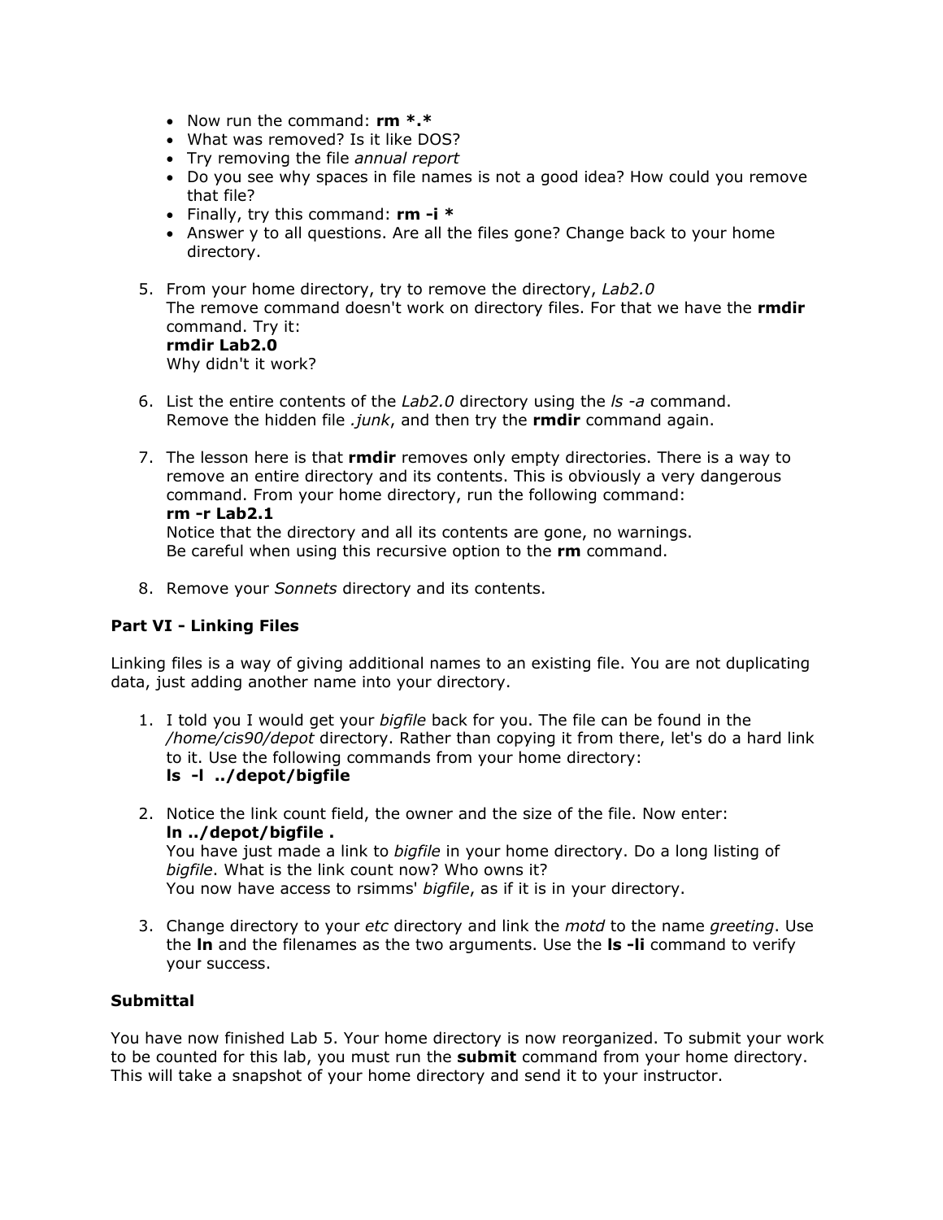- Now run the command: **rm \*.\***
- What was removed? Is it like DOS?
- Try removing the file *annual report*
- Do you see why spaces in file names is not a good idea? How could you remove that file?
- Finally, try this command: **rm -i \***
- Answer y to all questions. Are all the files gone? Change back to your home directory.

5. From your home directory, try to remove the directory, *Lab2.0*
   The remove command doesn't work on directory files. For that we have the **rmdir** command. Try it:
   **rmdir Lab2.0**
   Why didn't it work?

6. List the entire contents of the *Lab2.0* directory using the *ls -a* command. Remove the hidden file *.junk*, and then try the **rmdir** command again.

7. The lesson here is that **rmdir** removes only empty directories. There is a way to remove an entire directory and its contents. This is obviously a very dangerous command. From your home directory, run the following command:
   **rm -r Lab2.1**
   Notice that the directory and all its contents are gone, no warnings.
   Be careful when using this recursive option to the **rm** command.

8. Remove your *Sonnets* directory and its contents.

**Part VI - Linking Files**

Linking files is a way of giving additional names to an existing file. You are not duplicating data, just adding another name into your directory.

1. I told you I would get your *bigfile* back for you. The file can be found in the */home/cis90/depot* directory. Rather than copying it from there, let's do a hard link to it. Use the following commands from your home directory:
   **ls -l ../depot/bigfile**

2. Notice the link count field, the owner and the size of the file. Now enter:
   **ln ../depot/bigfile .**
   You have just made a link to *bigfile* in your home directory. Do a long listing of *bigfile*. What is the link count now? Who owns it?
   You now have access to rsimms' *bigfile*, as if it is in your directory.

3. Change directory to your *etc* directory and link the *motd* to the name *greeting*. Use the **ln** and the filenames as the two arguments. Use the **ls -li** command to verify your success.

**Submittal**

You have now finished Lab 5. Your home directory is now reorganized. To submit your work to be counted for this lab, you must run the **submit** command from your home directory. This will take a snapshot of your home directory and send it to your instructor.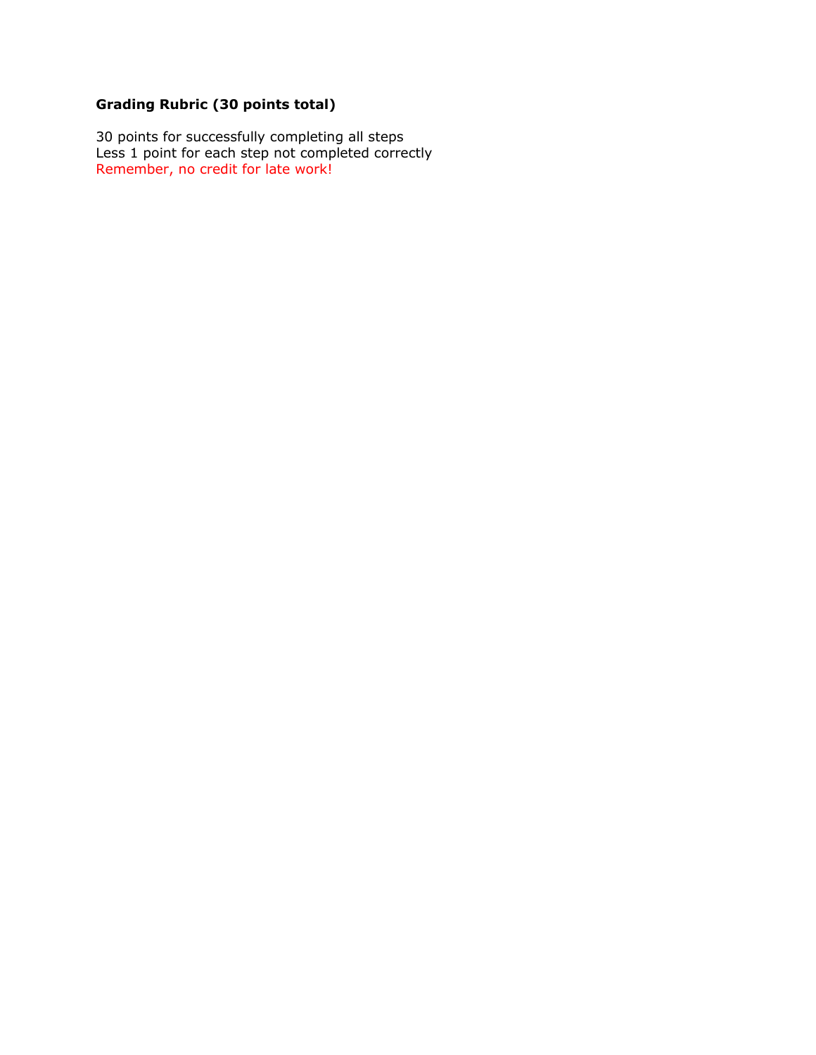**Grading Rubric (30 points total)**

30 points for successfully completing all steps
Less 1 point for each step not completed correctly
Remember, no credit for late work!